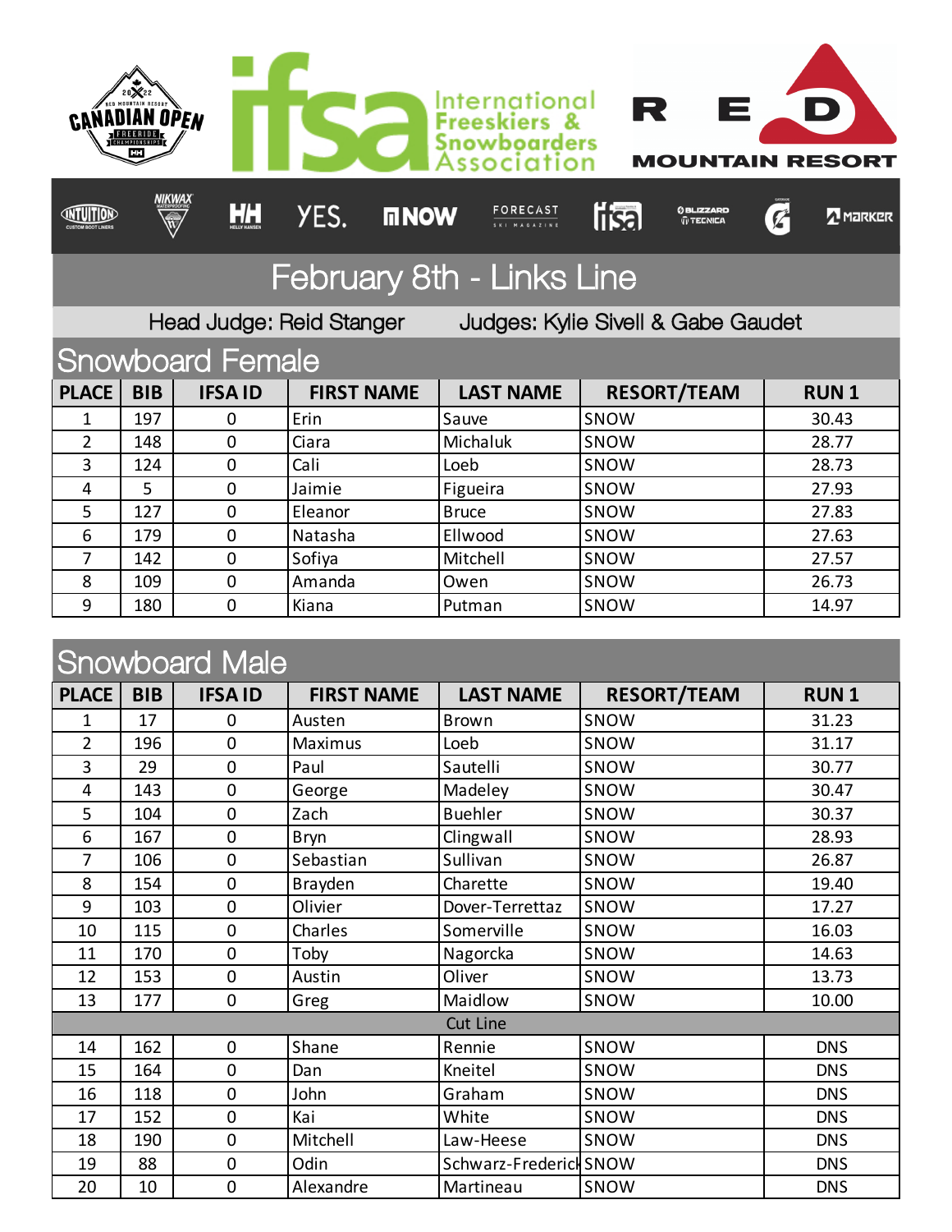# February 8th - Links Line

Head Judge: Reid Stanger Judges: Kylie Sivell & Gabe Gaudet

## Snowboard Female

| PLACE | BIB | IFSA ID | FIRST NAME | LAST NAME | RESORT/TEAM | RUN 1 |
|---|---|---|---|---|---|---|
| 1 | 197 | 0 | Erin | Sauve | SNOW | 30.43 |
| 2 | 148 | 0 | Ciara | Michaluk | SNOW | 28.77 |
| 3 | 124 | 0 | Cali | Loeb | SNOW | 28.73 |
| 4 | 5 | 0 | Jaimie | Figueira | SNOW | 27.93 |
| 5 | 127 | 0 | Eleanor | Bruce | SNOW | 27.83 |
| 6 | 179 | 0 | Natasha | Ellwood | SNOW | 27.63 |
| 7 | 142 | 0 | Sofiya | Mitchell | SNOW | 27.57 |
| 8 | 109 | 0 | Amanda | Owen | SNOW | 26.73 |
| 9 | 180 | 0 | Kiana | Putman | SNOW | 14.97 |

## Snowboard Male

| PLACE | BIB | IFSA ID | FIRST NAME | LAST NAME | RESORT/TEAM | RUN 1 |
|---|---|---|---|---|---|---|
| 1 | 17 | 0 | Austen | Brown | SNOW | 31.23 |
| 2 | 196 | 0 | Maximus | Loeb | SNOW | 31.17 |
| 3 | 29 | 0 | Paul | Sautelli | SNOW | 30.77 |
| 4 | 143 | 0 | George | Madeley | SNOW | 30.47 |
| 5 | 104 | 0 | Zach | Buehler | SNOW | 30.37 |
| 6 | 167 | 0 | Bryn | Clingwall | SNOW | 28.93 |
| 7 | 106 | 0 | Sebastian | Sullivan | SNOW | 26.87 |
| 8 | 154 | 0 | Brayden | Charette | SNOW | 19.40 |
| 9 | 103 | 0 | Olivier | Dover-Terrettaz | SNOW | 17.27 |
| 10 | 115 | 0 | Charles | Somerville | SNOW | 16.03 |
| 11 | 170 | 0 | Toby | Nagorcka | SNOW | 14.63 |
| 12 | 153 | 0 | Austin | Oliver | SNOW | 13.73 |
| 13 | 177 | 0 | Greg | Maidlow | SNOW | 10.00 |
| | | | | Cut Line | | |
| 14 | 162 | 0 | Shane | Rennie | SNOW | DNS |
| 15 | 164 | 0 | Dan | Kneitel | SNOW | DNS |
| 16 | 118 | 0 | John | Graham | SNOW | DNS |
| 17 | 152 | 0 | Kai | White | SNOW | DNS |
| 18 | 190 | 0 | Mitchell | Law-Heese | SNOW | DNS |
| 19 | 88 | 0 | Odin | Schwarz-Frederick | SNOW | DNS |
| 20 | 10 | 0 | Alexandre | Martineau | SNOW | DNS |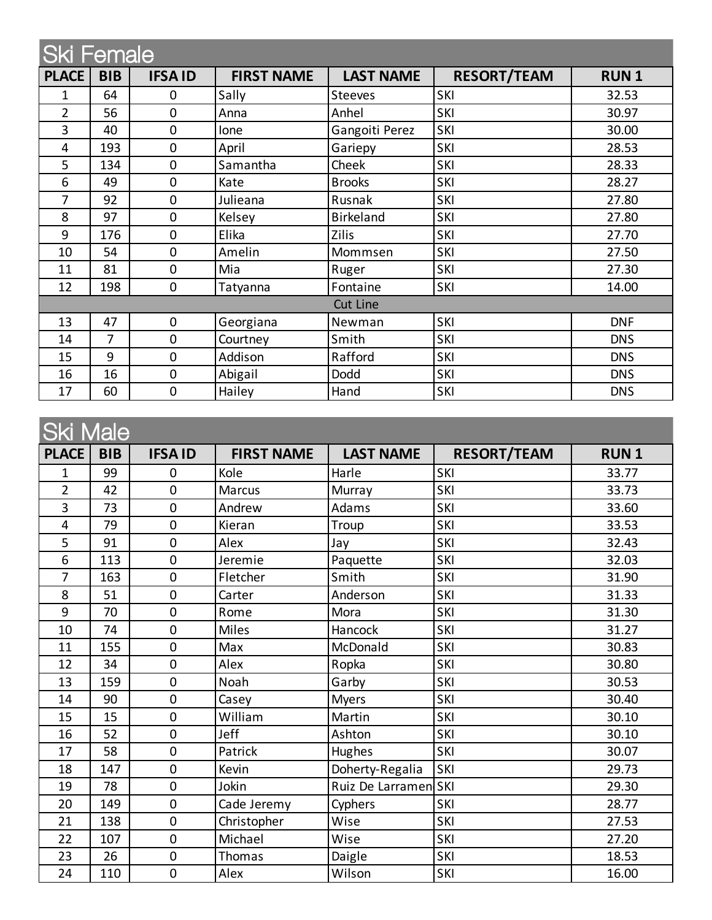## Ski Female

| PLACE | BIB | IFSA ID | FIRST NAME | LAST NAME | RESORT/TEAM | RUN 1 |
|---|---|---|---|---|---|---|
| 1 | 64 | 0 | Sally | Steeves | SKI | 32.53 |
| 2 | 56 | 0 | Anna | Anhel | SKI | 30.97 |
| 3 | 40 | 0 | Ione | Gangoiti Perez | SKI | 30.00 |
| 4 | 193 | 0 | April | Gariepy | SKI | 28.53 |
| 5 | 134 | 0 | Samantha | Cheek | SKI | 28.33 |
| 6 | 49 | 0 | Kate | Brooks | SKI | 28.27 |
| 7 | 92 | 0 | Julieana | Rusnak | SKI | 27.80 |
| 8 | 97 | 0 | Kelsey | Birkeland | SKI | 27.80 |
| 9 | 176 | 0 | Elika | Zilis | SKI | 27.70 |
| 10 | 54 | 0 | Amelin | Mommsen | SKI | 27.50 |
| 11 | 81 | 0 | Mia | Ruger | SKI | 27.30 |
| 12 | 198 | 0 | Tatyanna | Fontaine | SKI | 14.00 |
| Cut Line | | | | | | |
| 13 | 47 | 0 | Georgiana | Newman | SKI | DNF |
| 14 | 7 | 0 | Courtney | Smith | SKI | DNS |
| 15 | 9 | 0 | Addison | Rafford | SKI | DNS |
| 16 | 16 | 0 | Abigail | Dodd | SKI | DNS |
| 17 | 60 | 0 | Hailey | Hand | SKI | DNS |

## Ski Male

| PLACE | BIB | IFSA ID | FIRST NAME | LAST NAME | RESORT/TEAM | RUN 1 |
|---|---|---|---|---|---|---|
| 1 | 99 | 0 | Kole | Harle | SKI | 33.77 |
| 2 | 42 | 0 | Marcus | Murray | SKI | 33.73 |
| 3 | 73 | 0 | Andrew | Adams | SKI | 33.60 |
| 4 | 79 | 0 | Kieran | Troup | SKI | 33.53 |
| 5 | 91 | 0 | Alex | Jay | SKI | 32.43 |
| 6 | 113 | 0 | Jeremie | Paquette | SKI | 32.03 |
| 7 | 163 | 0 | Fletcher | Smith | SKI | 31.90 |
| 8 | 51 | 0 | Carter | Anderson | SKI | 31.33 |
| 9 | 70 | 0 | Rome | Mora | SKI | 31.30 |
| 10 | 74 | 0 | Miles | Hancock | SKI | 31.27 |
| 11 | 155 | 0 | Max | McDonald | SKI | 30.83 |
| 12 | 34 | 0 | Alex | Ropka | SKI | 30.80 |
| 13 | 159 | 0 | Noah | Garby | SKI | 30.53 |
| 14 | 90 | 0 | Casey | Myers | SKI | 30.40 |
| 15 | 15 | 0 | William | Martin | SKI | 30.10 |
| 16 | 52 | 0 | Jeff | Ashton | SKI | 30.10 |
| 17 | 58 | 0 | Patrick | Hughes | SKI | 30.07 |
| 18 | 147 | 0 | Kevin | Doherty-Regalia | SKI | 29.73 |
| 19 | 78 | 0 | Jokin | Ruiz De Larramen | SKI | 29.30 |
| 20 | 149 | 0 | Cade Jeremy | Cyphers | SKI | 28.77 |
| 21 | 138 | 0 | Christopher | Wise | SKI | 27.53 |
| 22 | 107 | 0 | Michael | Wise | SKI | 27.20 |
| 23 | 26 | 0 | Thomas | Daigle | SKI | 18.53 |
| 24 | 110 | 0 | Alex | Wilson | SKI | 16.00 |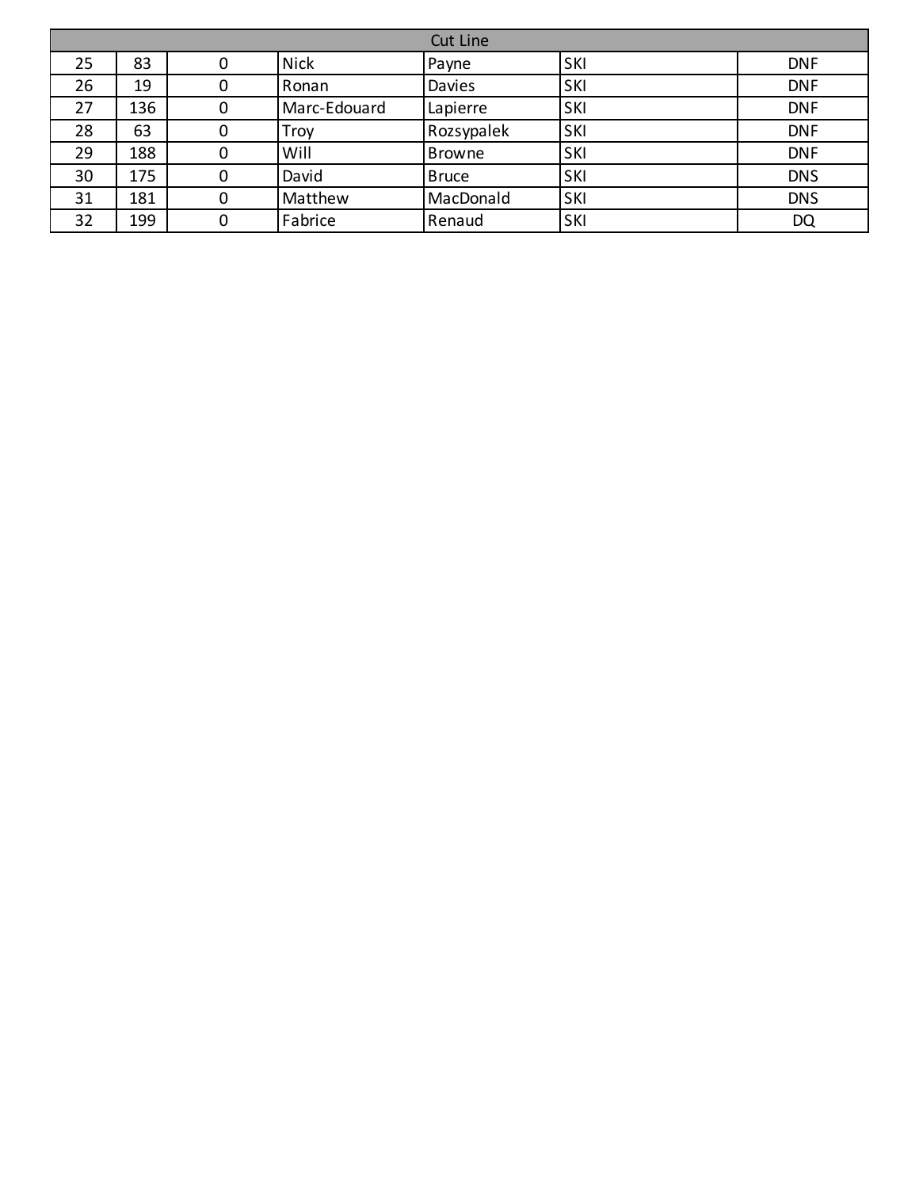| | | | | | | |
|---|---|---|---|---|---|---|
| Cut Line | | | | | | |
| 25 | 83 | 0 | Nick | Payne | SKI | DNF |
| 26 | 19 | 0 | Ronan | Davies | SKI | DNF |
| 27 | 136 | 0 | Marc-Edouard | Lapierre | SKI | DNF |
| 28 | 63 | 0 | Troy | Rozsypalek | SKI | DNF |
| 29 | 188 | 0 | Will | Browne | SKI | DNF |
| 30 | 175 | 0 | David | Bruce | SKI | DNS |
| 31 | 181 | 0 | Matthew | MacDonald | SKI | DNS |
| 32 | 199 | 0 | Fabrice | Renaud | SKI | DQ |